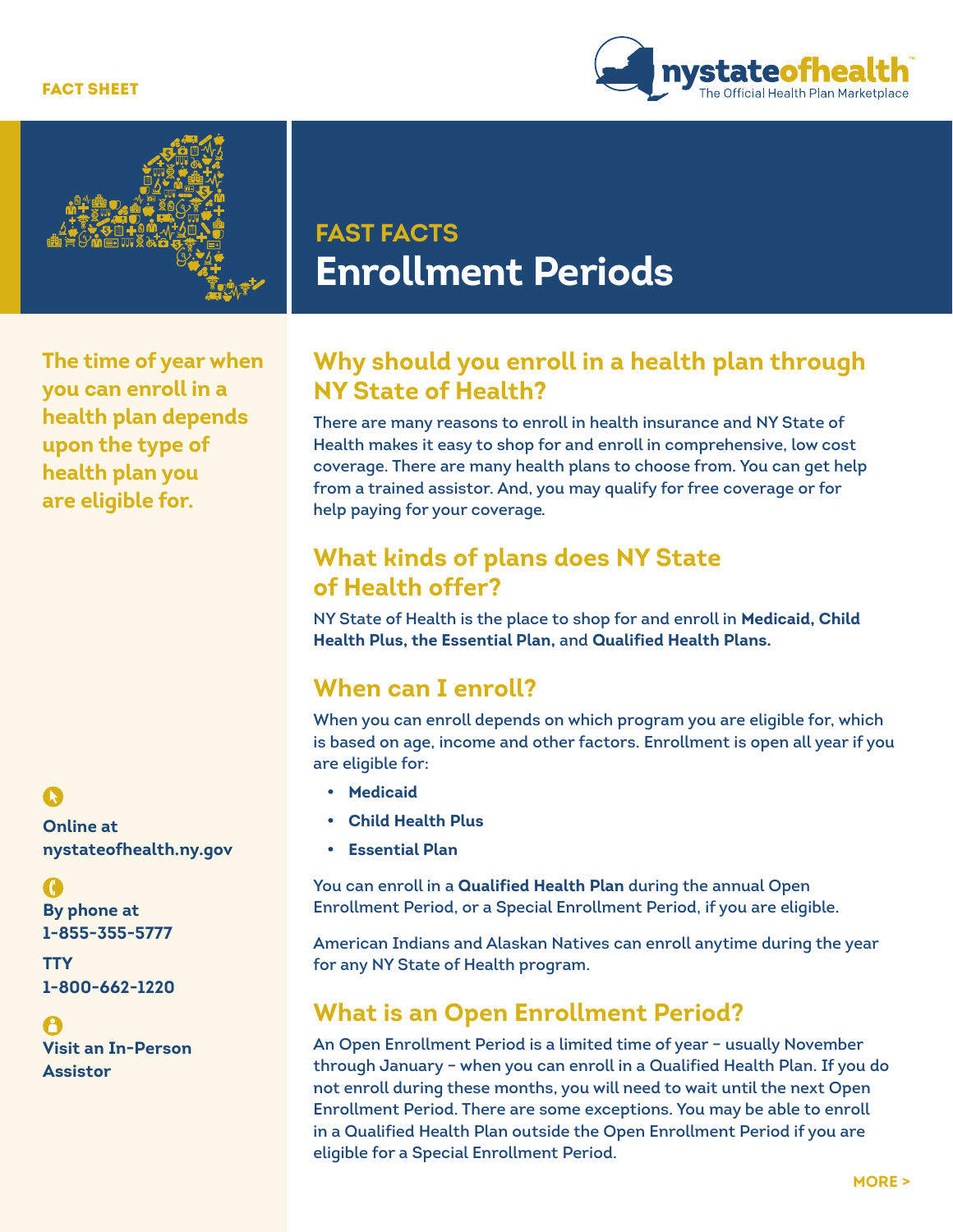FACT SHEET

nystateofhealth
The Official Health Plan Marketplace

## FAST FACTS

# Enrollment Periods

**The time of year when you can enroll in a health plan depends upon the type of health plan you are eligible for.**

## Why should you enroll in a health plan through NY State of Health?

There are many reasons to enroll in health insurance and NY State of Health makes it easy to shop for and enroll in comprehensive, low cost coverage. There are many health plans to choose from. You can get help from a trained assistor. And, you may qualify for free coverage or for help paying for your coverage.

## What kinds of plans does NY State of Health offer?

NY State of Health is the place to shop for and enroll in **Medicaid, Child Health Plus, the Essential Plan,** and **Qualified Health Plans.**

## When can I enroll?

When you can enroll depends on which program you are eligible for, which is based on age, income and other factors. Enrollment is open all year if you are eligible for:

- **Medicaid**
- **Child Health Plus**
- **Essential Plan**

You can enroll in a **Qualified Health Plan** during the annual Open Enrollment Period, or a Special Enrollment Period, if you are eligible.

American Indians and Alaskan Natives can enroll anytime during the year for any NY State of Health program.

## What is an Open Enrollment Period?

An Open Enrollment Period is a limited time of year – usually November through January – when you can enroll in a Qualified Health Plan. If you do not enroll during these months, you will need to wait until the next Open Enrollment Period. There are some exceptions. You may be able to enroll in a Qualified Health Plan outside the Open Enrollment Period if you are eligible for a Special Enrollment Period.

**Online at nystateofhealth.ny.gov**

**By phone at 1-855-355-5777**

**TTY 1-800-662-1220**

**Visit an In-Person Assistor**

MORE >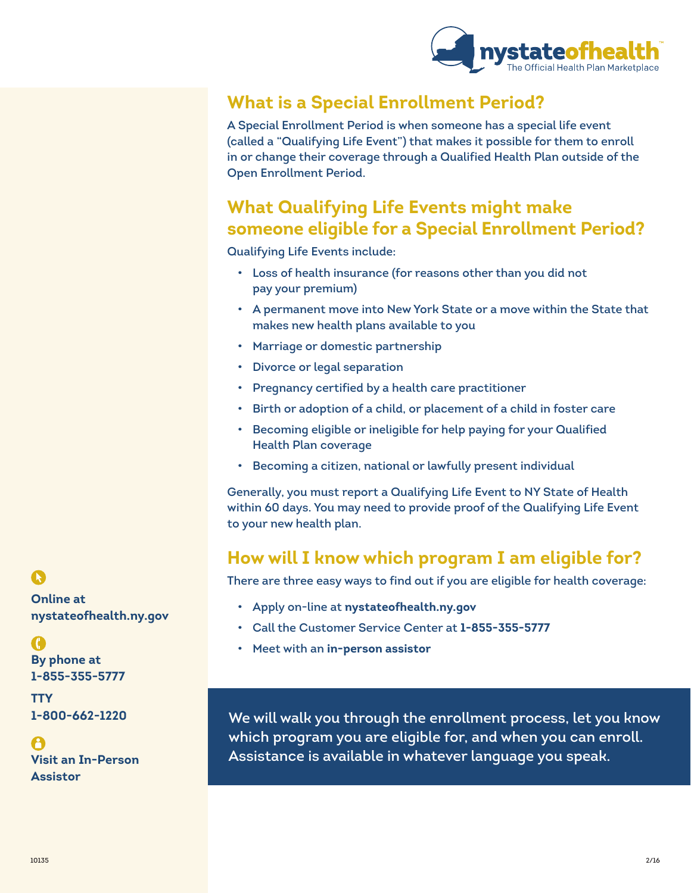nystateofhealth
The Official Health Plan Marketplace

## What is a Special Enrollment Period?

A Special Enrollment Period is when someone has a special life event (called a "Qualifying Life Event") that makes it possible for them to enroll in or change their coverage through a Qualified Health Plan outside of the Open Enrollment Period.

## What Qualifying Life Events might make someone eligible for a Special Enrollment Period?

Qualifying Life Events include:

- Loss of health insurance (for reasons other than you did not pay your premium)
- A permanent move into New York State or a move within the State that makes new health plans available to you
- Marriage or domestic partnership
- Divorce or legal separation
- Pregnancy certified by a health care practitioner
- Birth or adoption of a child, or placement of a child in foster care
- Becoming eligible or ineligible for help paying for your Qualified Health Plan coverage
- Becoming a citizen, national or lawfully present individual

Generally, you must report a Qualifying Life Event to NY State of Health within 60 days. You may need to provide proof of the Qualifying Life Event to your new health plan.

## How will I know which program I am eligible for?

There are three easy ways to find out if you are eligible for health coverage:

- Apply on-line at **nystateofhealth.ny.gov**
- Call the Customer Service Center at **1-855-355-5777**
- Meet with an **in-person assistor**

**We will walk you through the enrollment process, let you know which program you are eligible for, and when you can enroll. Assistance is available in whatever language you speak.**

**Online at nystateofhealth.ny.gov**

**By phone at 1-855-355-5777**

**TTY 1-800-662-1220**

**Visit an In-Person Assistor**

10135

2/16